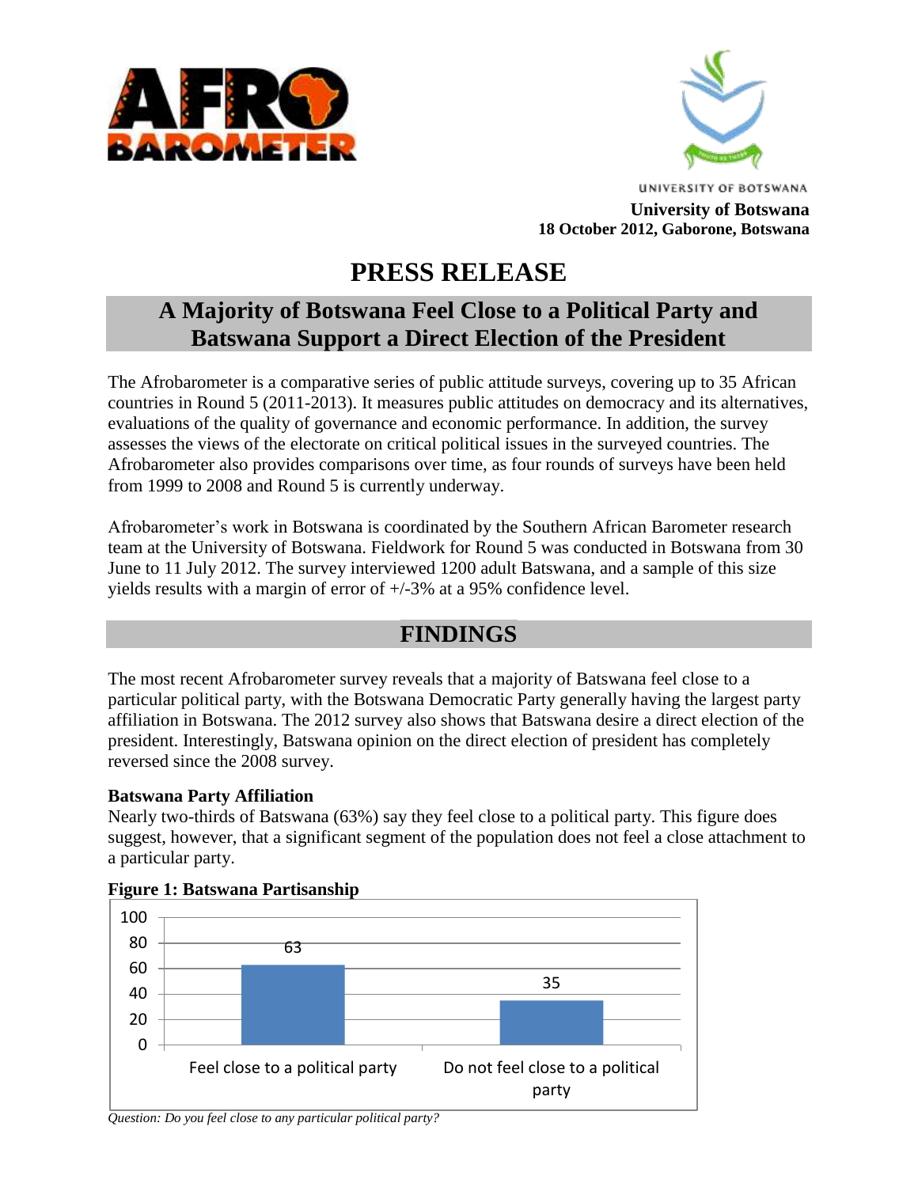UNIVERSITY OF BOTSWANA

**University of Botswana**
**18 October 2012, Gaborone, Botswana**

# PRESS RELEASE

## A Majority of Botswana Feel Close to a Political Party and Batswana Support a Direct Election of the President

The Afrobarometer is a comparative series of public attitude surveys, covering up to 35 African countries in Round 5 (2011-2013). It measures public attitudes on democracy and its alternatives, evaluations of the quality of governance and economic performance. In addition, the survey assesses the views of the electorate on critical political issues in the surveyed countries. The Afrobarometer also provides comparisons over time, as four rounds of surveys have been held from 1999 to 2008 and Round 5 is currently underway.

Afrobarometer's work in Botswana is coordinated by the Southern African Barometer research team at the University of Botswana. Fieldwork for Round 5 was conducted in Botswana from 30 June to 11 July 2012. The survey interviewed 1200 adult Batswana, and a sample of this size yields results with a margin of error of +/-3% at a 95% confidence level.

## FINDINGS

The most recent Afrobarometer survey reveals that a majority of Batswana feel close to a particular political party, with the Botswana Democratic Party generally having the largest party affiliation in Botswana. The 2012 survey also shows that Batswana desire a direct election of the president. Interestingly, Batswana opinion on the direct election of president has completely reversed since the 2008 survey.

### Batswana Party Affiliation

Nearly two-thirds of Batswana (63%) say they feel close to a political party. This figure does suggest, however, that a significant segment of the population does not feel a close attachment to a particular party.

**Figure 1: Batswana Partisanship**

| | Feel close to a political party | Do not feel close to a political party |
|---|---|---|
| % | 63 | 35 |

*Question: Do you feel close to any particular political party?*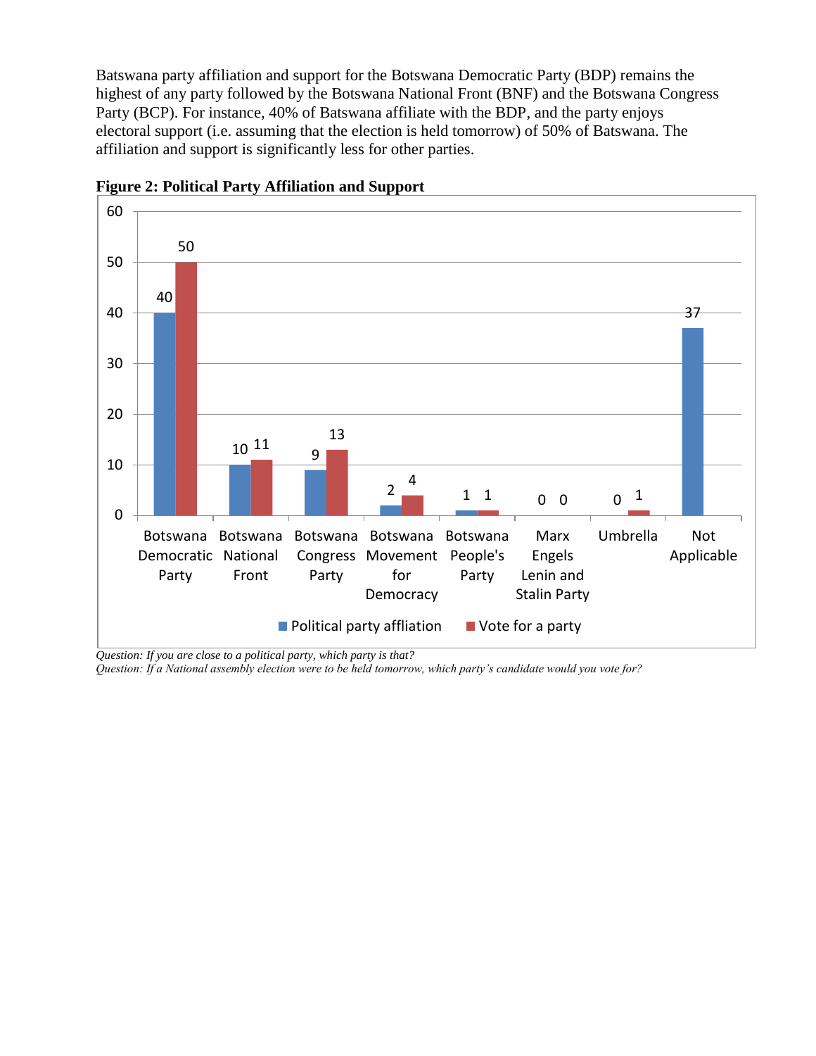Batswana party affiliation and support for the Botswana Democratic Party (BDP) remains the highest of any party followed by the Botswana National Front (BNF) and the Botswana Congress Party (BCP). For instance, 40% of Batswana affiliate with the BDP, and the party enjoys electoral support (i.e. assuming that the election is held tomorrow) of 50% of Batswana. The affiliation and support is significantly less for other parties.

**Figure 2: Political Party Affiliation and Support**

| | Political party affliation | Vote for a party |
|---|---|---|
| Botswana Democratic Party | 40 | 50 |
| Botswana National Front | 10 | 11 |
| Botswana Congress Party | 9 | 13 |
| Botswana Movement for Democracy | 2 | 4 |
| Botswana People's Party | 1 | 1 |
| Marx Engels Lenin and Stalin Party | 0 | 0 |
| Umbrella | 0 | 1 |
| Not Applicable | 37 | |

*Question: If you are close to a political party, which party is that?*
*Question: If a National assembly election were to be held tomorrow, which party's candidate would you vote for?*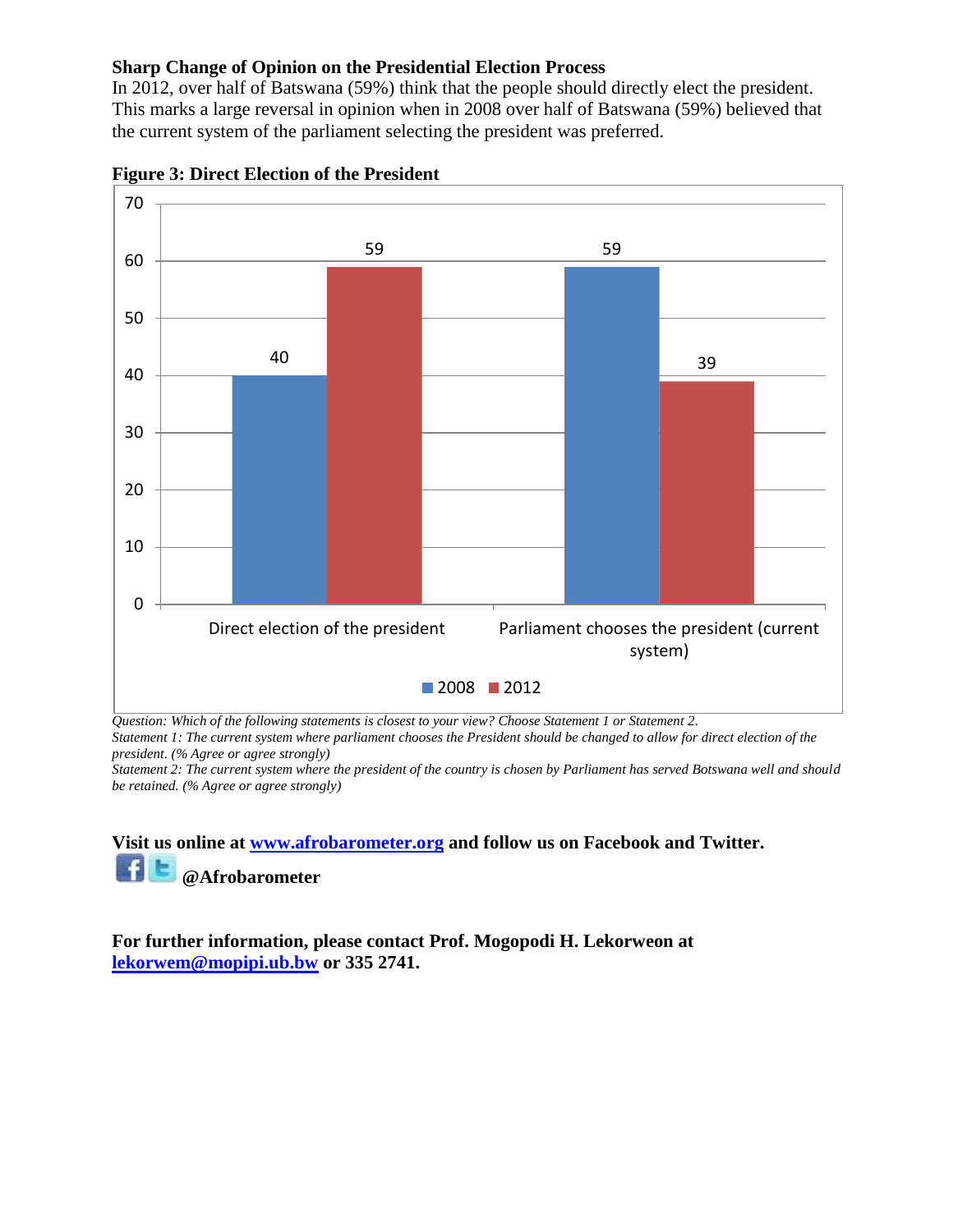**Sharp Change of Opinion on the Presidential Election Process**

In 2012, over half of Batswana (59%) think that the people should directly elect the president. This marks a large reversal in opinion when in 2008 over half of Batswana (59%) believed that the current system of the parliament selecting the president was preferred.

**Figure 3: Direct Election of the President**

70
60
50
40
30
20
10
0

40
59
59
39

Direct election of the president
Parliament chooses the president (current system)

2008 2012

*Question: Which of the following statements is closest to your view? Choose Statement 1 or Statement 2.*
*Statement 1: The current system where parliament chooses the President should be changed to allow for direct election of the president. (% Agree or agree strongly)*
*Statement 2: The current system where the president of the country is chosen by Parliament has served Botswana well and should be retained. (% Agree or agree strongly)*

**Visit us online at [www.afrobarometer.org](http://www.afrobarometer.org) and follow us on Facebook and Twitter.**

**@Afrobarometer**

**For further information, please contact Prof. Mogopodi H. Lekorweon at [lekorwem@mopipi.ub.bw](mailto:lekorwem@mopipi.ub.bw) or 335 2741.**